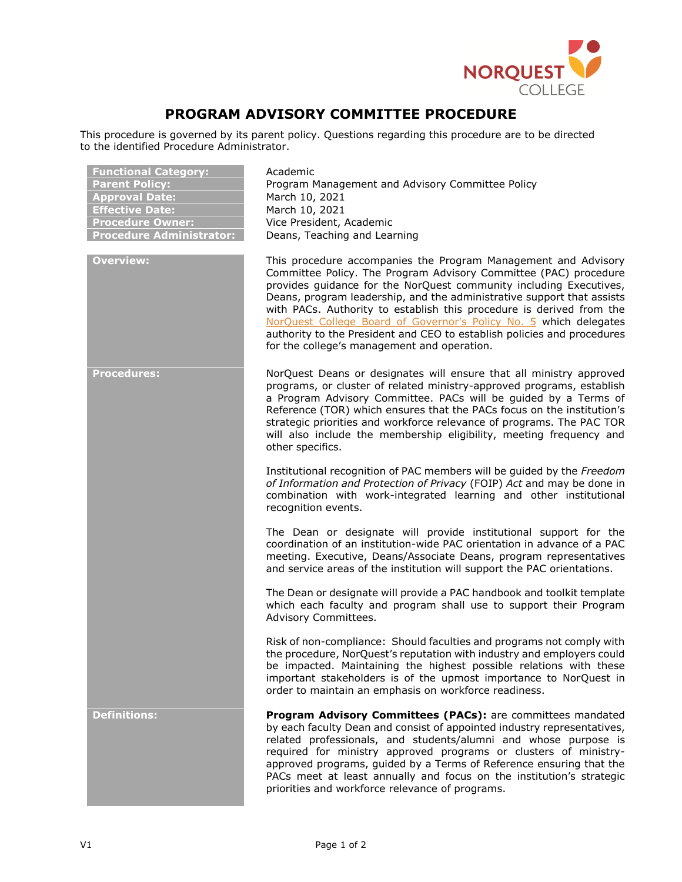# PROGRAM ADVISORY COMMITTEE PROCEDURE

This procedure is governed by its parent policy. Questions regarding this procedure are to be directed to the identified Procedure Administrator.

| | |
|---|---|
| **Functional Category:** | Academic |
| **Parent Policy:** | Program Management and Advisory Committee Policy |
| **Approval Date:** | March 10, 2021 |
| **Effective Date:** | March 10, 2021 |
| **Procedure Owner:** | Vice President, Academic |
| **Procedure Administrator:** | Deans, Teaching and Learning |

**Overview:**

This procedure accompanies the Program Management and Advisory Committee Policy. The Program Advisory Committee (PAC) procedure provides guidance for the NorQuest community including Executives, Deans, program leadership, and the administrative support that assists with PACs. Authority to establish this procedure is derived from the NorQuest College Board of Governor's Policy No. 5 which delegates authority to the President and CEO to establish policies and procedures for the college's management and operation.

**Procedures:**

NorQuest Deans or designates will ensure that all ministry approved programs, or cluster of related ministry-approved programs, establish a Program Advisory Committee. PACs will be guided by a Terms of Reference (TOR) which ensures that the PACs focus on the institution's strategic priorities and workforce relevance of programs. The PAC TOR will also include the membership eligibility, meeting frequency and other specifics.

Institutional recognition of PAC members will be guided by the *Freedom of Information and Protection of Privacy* (FOIP) *Act* and may be done in combination with work-integrated learning and other institutional recognition events.

The Dean or designate will provide institutional support for the coordination of an institution-wide PAC orientation in advance of a PAC meeting. Executive, Deans/Associate Deans, program representatives and service areas of the institution will support the PAC orientations.

The Dean or designate will provide a PAC handbook and toolkit template which each faculty and program shall use to support their Program Advisory Committees.

Risk of non-compliance: Should faculties and programs not comply with the procedure, NorQuest's reputation with industry and employers could be impacted. Maintaining the highest possible relations with these important stakeholders is of the upmost importance to NorQuest in order to maintain an emphasis on workforce readiness.

**Definitions:**

**Program Advisory Committees (PACs):** are committees mandated by each faculty Dean and consist of appointed industry representatives, related professionals, and students/alumni and whose purpose is required for ministry approved programs or clusters of ministry-approved programs, guided by a Terms of Reference ensuring that the PACs meet at least annually and focus on the institution's strategic priorities and workforce relevance of programs.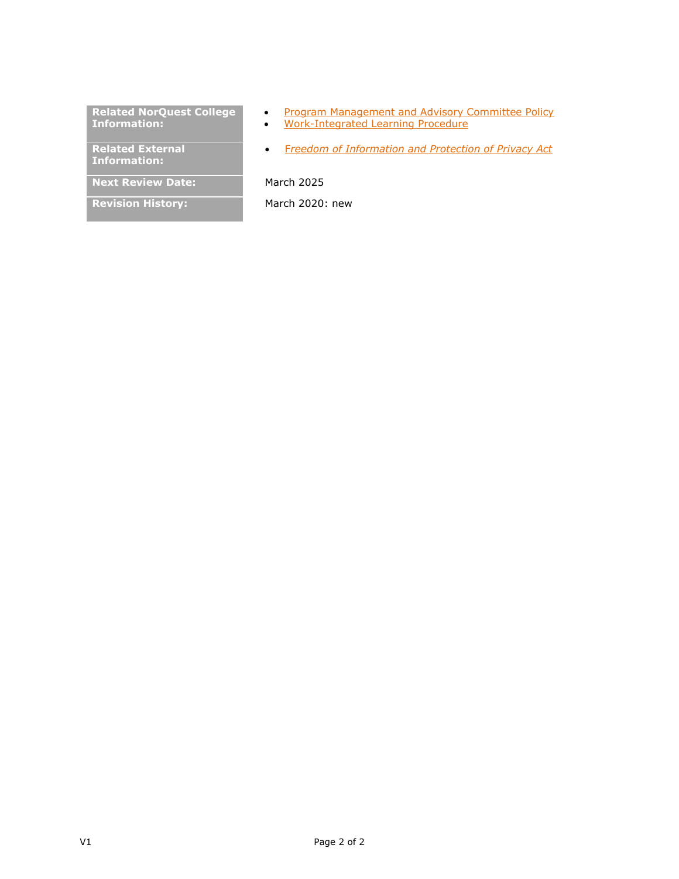| | |
|---|---|
| **Related NorQuest College Information:** | • Program Management and Advisory Committee Policy<br>• Work-Integrated Learning Procedure |
| **Related External Information:** | • *Freedom of Information and Protection of Privacy Act* |
| **Next Review Date:** | March 2025 |
| **Revision History:** | March 2020: new |